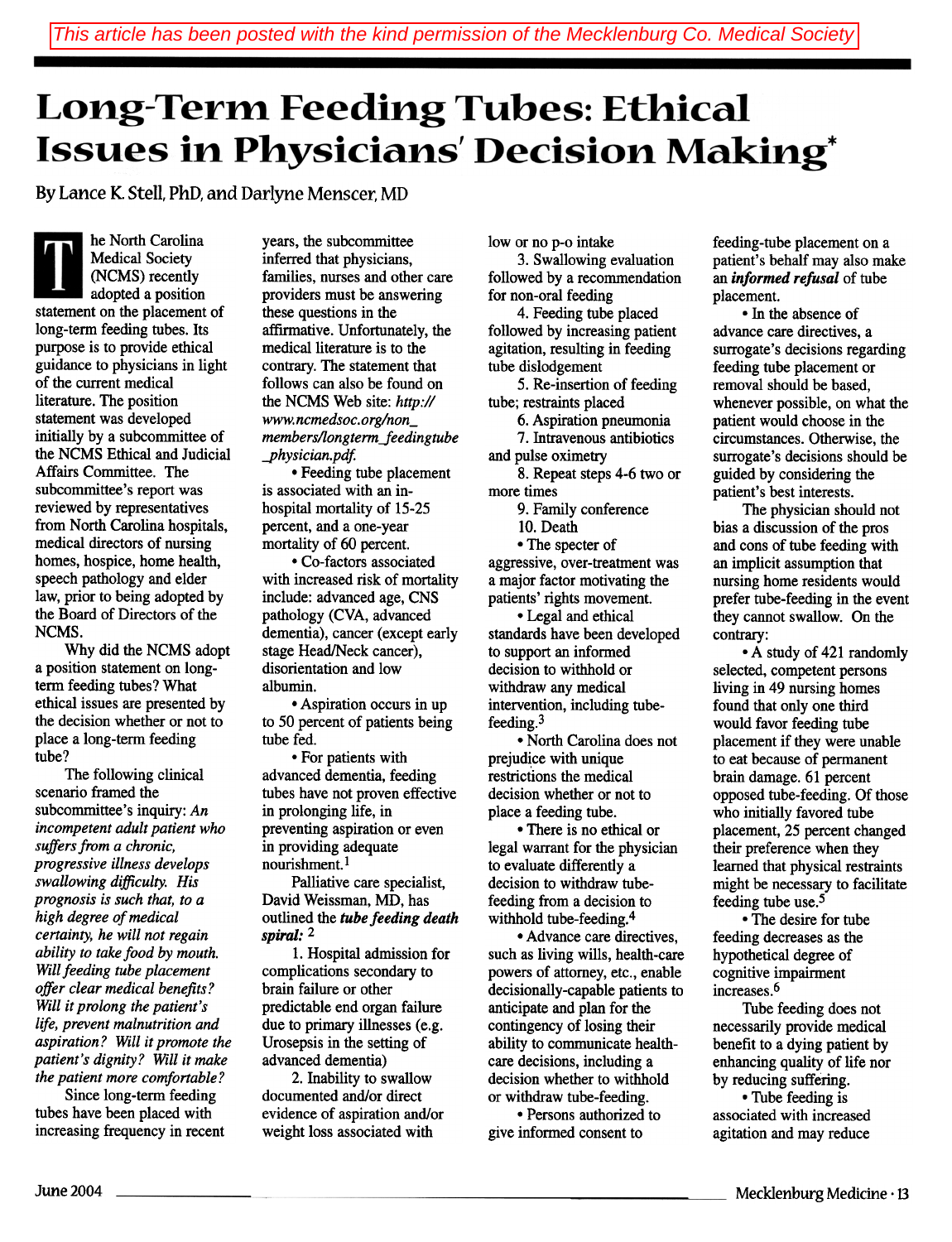This article has been posted with the kind permission of the Mecklenburg Co. Medical Society

# Long-Term Feeding Tubes: Ethical Issues in Physicians' Decision Making*

By Lance K. Stell, PhD, and Darlyne Menscer, MD

The North Carolina Medical Society (NCMS) recently adopted a position statement on the placement of long-term feeding tubes. Its purpose is to provide ethical guidance to physicians in light of the current medical literature. The position statement was developed initially by a subcommittee of the NCMS Ethical and Judicial Affairs Committee. The subcommittee's report was reviewed by representatives from North Carolina hospitals, medical directors of nursing homes, hospice, home health, speech pathology and elder law, prior to being adopted by the Board of Directors of the NCMS.

Why did the NCMS adopt a position statement on long-term feeding tubes? What ethical issues are presented by the decision whether or not to place a long-term feeding tube?

The following clinical scenario framed the subcommittee's inquiry: *An incompetent adult patient who suffers from a chronic, progressive illness develops swallowing difficulty. His prognosis is such that, to a high degree of medical certainty, he will not regain ability to take food by mouth. Will feeding tube placement offer clear medical benefits? Will it prolong the patient's life, prevent malnutrition and aspiration? Will it promote the patient's dignity? Will it make the patient more comfortable?*

Since long-term feeding tubes have been placed with increasing frequency in recent years, the subcommittee inferred that physicians, families, nurses and other care providers must be answering these questions in the affirmative. Unfortunately, the medical literature is to the contrary. The statement that follows can also be found on the NCMS Web site: *http://www.ncmedsoc.org/non_members/longterm_feedingtube_physician.pdf.*

- Feeding tube placement is associated with an in-hospital mortality of 15-25 percent, and a one-year mortality of 60 percent.
- Co-factors associated with increased risk of mortality include: advanced age, CNS pathology (CVA, advanced dementia), cancer (except early stage Head/Neck cancer), disorientation and low albumin.
- Aspiration occurs in up to 50 percent of patients being tube fed.
- For patients with advanced dementia, feeding tubes have not proven effective in prolonging life, in preventing aspiration or even in providing adequate nourishment.[1]

Palliative care specialist, David Weissman, MD, has outlined the ***tube feeding death spiral:*** [2]

1. Hospital admission for complications secondary to brain failure or other predictable end organ failure due to primary illnesses (e.g. Urosepsis in the setting of advanced dementia)
2. Inability to swallow documented and/or direct evidence of aspiration and/or weight loss associated with low or no p-o intake
3. Swallowing evaluation followed by a recommendation for non-oral feeding
4. Feeding tube placed followed by increasing patient agitation, resulting in feeding tube dislodgement
5. Re-insertion of feeding tube; restraints placed
6. Aspiration pneumonia
7. Intravenous antibiotics and pulse oximetry
8. Repeat steps 4-6 two or more times
9. Family conference
10. Death

- The specter of aggressive, over-treatment was a major factor motivating the patients' rights movement.
- Legal and ethical standards have been developed to support an informed decision to withhold or withdraw any medical intervention, including tube-feeding.[3]
- North Carolina does not prejudice with unique restrictions the medical decision whether or not to place a feeding tube.
- There is no ethical or legal warrant for the physician to evaluate differently a decision to withdraw tube-feeding from a decision to withhold tube-feeding.[4]
- Advance care directives, such as living wills, health-care powers of attorney, etc., enable decisionally-capable patients to anticipate and plan for the contingency of losing their ability to communicate health-care decisions, including a decision whether to withhold or withdraw tube-feeding.
- Persons authorized to give informed consent to feeding-tube placement on a patient's behalf may also make an ***informed refusal*** of tube placement.
- In the absence of advance care directives, a surrogate's decisions regarding feeding tube placement or removal should be based, whenever possible, on what the patient would choose in the circumstances. Otherwise, the surrogate's decisions should be guided by considering the patient's best interests.

The physician should not bias a discussion of the pros and cons of tube feeding with an implicit assumption that nursing home residents would prefer tube-feeding in the event they cannot swallow. On the contrary:

- A study of 421 randomly selected, competent persons living in 49 nursing homes found that only one third would favor feeding tube placement if they were unable to eat because of permanent brain damage. 61 percent opposed tube-feeding. Of those who initially favored tube placement, 25 percent changed their preference when they learned that physical restraints might be necessary to facilitate feeding tube use.[5]
- The desire for tube feeding decreases as the hypothetical degree of cognitive impairment increases.[6]

Tube feeding does not necessarily provide medical benefit to a dying patient by enhancing quality of life nor by reducing suffering.

- Tube feeding is associated with increased agitation and may reduce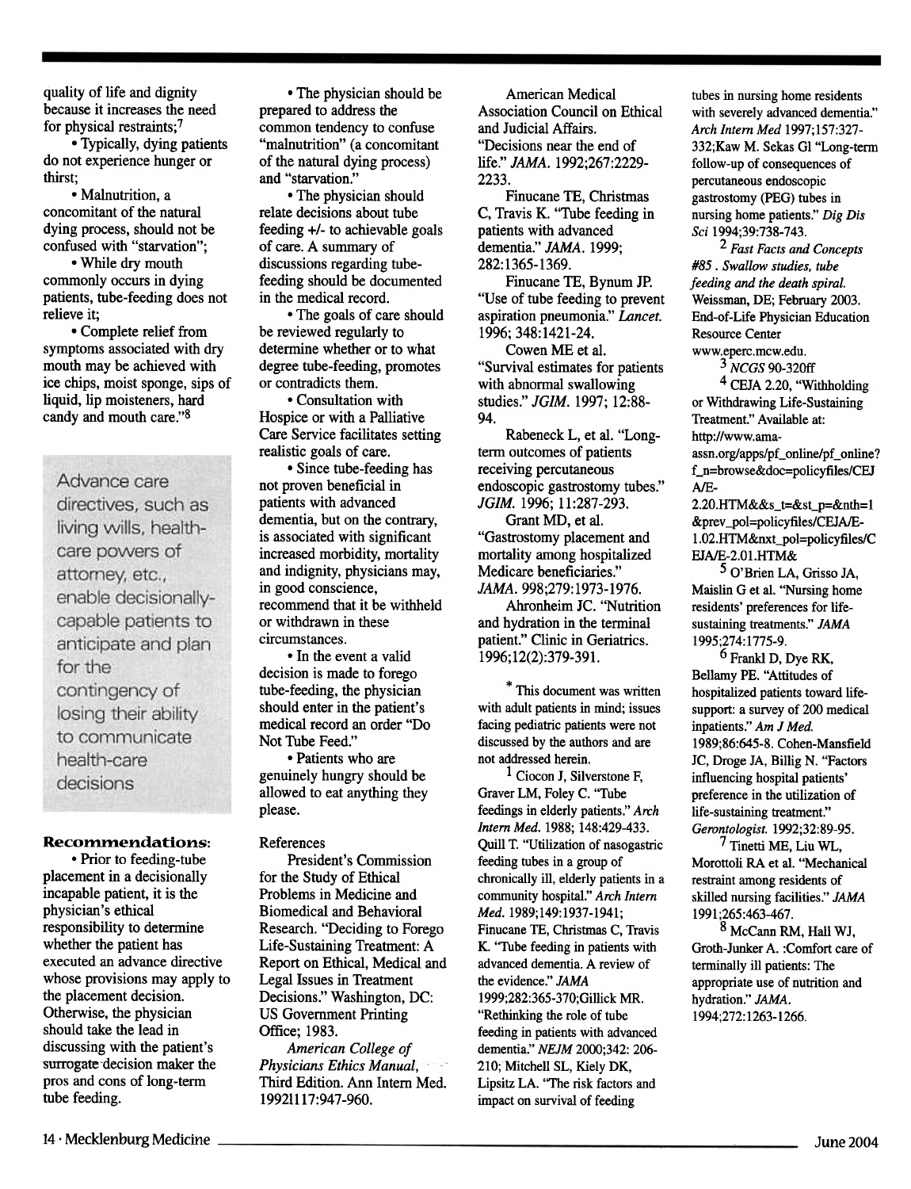quality of life and dignity because it increases the need for physical restraints;[7]

• Typically, dying patients do not experience hunger or thirst;

• Malnutrition, a concomitant of the natural dying process, should not be confused with "starvation";

• While dry mouth commonly occurs in dying patients, tube-feeding does not relieve it;

• Complete relief from symptoms associated with dry mouth may be achieved with ice chips, moist sponge, sips of liquid, lip moisteners, hard candy and mouth care."[8]

> Advance care directives, such as living wills, health-care powers of attorney, etc., enable decisionally-capable patients to anticipate and plan for the contingency of losing their ability to communicate health-care decisions

### Recommendations:

• Prior to feeding-tube placement in a decisionally incapable patient, it is the physician's ethical responsibility to determine whether the patient has executed an advance directive whose provisions may apply to the placement decision. Otherwise, the physician should take the lead in discussing with the patient's surrogate decision maker the pros and cons of long-term tube feeding.

• The physician should be prepared to address the common tendency to confuse "malnutrition" (a concomitant of the natural dying process) and "starvation."

• The physician should relate decisions about tube feeding +/- to achievable goals of care. A summary of discussions regarding tube-feeding should be documented in the medical record.

• The goals of care should be reviewed regularly to determine whether or to what degree tube-feeding, promotes or contradicts them.

• Consultation with Hospice or with a Palliative Care Service facilitates setting realistic goals of care.

• Since tube-feeding has not proven beneficial in patients with advanced dementia, but on the contrary, is associated with significant increased morbidity, mortality and indignity, physicians may, in good conscience, recommend that it be withheld or withdrawn in these circumstances.

• In the event a valid decision is made to forego tube-feeding, the physician should enter in the patient's medical record an order "Do Not Tube Feed."

• Patients who are genuinely hungry should be allowed to eat anything they please.

References

President's Commission for the Study of Ethical Problems in Medicine and Biomedical and Behavioral Research. "Deciding to Forego Life-Sustaining Treatment: A Report on Ethical, Medical and Legal Issues in Treatment Decisions." Washington, DC: US Government Printing Office; 1983.

*American College of Physicians Ethics Manual*, Third Edition. Ann Intern Med. 19921117:947-960.

American Medical Association Council on Ethical and Judicial Affairs. "Decisions near the end of life." *JAMA*. 1992;267:2229-2233.

Finucane TE, Christmas C, Travis K. "Tube feeding in patients with advanced dementia." *JAMA*. 1999; 282:1365-1369.

Finucane TE, Bynum JP. "Use of tube feeding to prevent aspiration pneumonia." *Lancet*. 1996; 348:1421-24.

Cowen ME et al. "Survival estimates for patients with abnormal swallowing studies." *JGIM*. 1997; 12:88-94.

Rabeneck L, et al. "Long-term outcomes of patients receiving percutaneous endoscopic gastrostomy tubes." *JGIM*. 1996; 11:287-293.

Grant MD, et al. "Gastrostomy placement and mortality among hospitalized Medicare beneficiaries." *JAMA*. 998;279:1973-1976.

Ahronheim JC. "Nutrition and hydration in the terminal patient." Clinic in Geriatrics. 1996;12(2):379-391.

* This document was written with adult patients in mind; issues facing pediatric patients were not discussed by the authors and are not addressed herein.

[1] Ciocon J, Silverstone F, Graver LM, Foley C. "Tube feedings in elderly patients." *Arch Intern Med*. 1988; 148:429-433. Quill T. "Utilization of nasogastric feeding tubes in a group of chronically ill, elderly patients in a community hospital." *Arch Intern Med*. 1989;149:1937-1941; Finucane TE, Christmas C, Travis K. "Tube feeding in patients with advanced dementia. A review of the evidence." *JAMA* 1999;282:365-370;Gillick MR. "Rethinking the role of tube feeding in patients with advanced dementia." *NEJM* 2000;342: 206-210; Mitchell SL, Kiely DK, Lipsitz LA. "The risk factors and impact on survival of feeding tubes in nursing home residents with severely advanced dementia." *Arch Intern Med* 1997;157:327-332;Kaw M. Sekas Gl "Long-term follow-up of consequences of percutaneous endoscopic gastrostomy (PEG) tubes in nursing home patients." *Dig Dis Sci* 1994;39:738-743.

[2] *Fast Facts and Concepts #85 . Swallow studies, tube feeding and the death spiral.* Weissman, DE; February 2003. End-of-Life Physician Education Resource Center www.eperc.mcw.edu.

[3] *NCGS* 90-320ff

[4] CEJA 2.20, "Withholding or Withdrawing Life-Sustaining Treatment." Available at: http://www.ama-assn.org/apps/pf_online/pf_online?f_n=browse&doc=policyfiles/CEJA/E-2.20.HTM&&s_t=&st_p=&nth=1&prev_pol=policyfiles/CEJA/E-1.02.HTM&nxt_pol=policyfiles/CEJA/E-2.01.HTM&

[5] O'Brien LA, Grisso JA, Maislin G et al. "Nursing home residents' preferences for life-sustaining treatments." *JAMA* 1995;274:1775-9.

[6] Frankl D, Dye RK, Bellamy PE. "Attitudes of hospitalized patients toward life-support: a survey of 200 medical inpatients." *Am J Med*. 1989;86:645-8. Cohen-Mansfield JC, Droge JA, Billig N. "Factors influencing hospital patients' preference in the utilization of life-sustaining treatment." *Gerontologist*. 1992;32:89-95.

[7] Tinetti ME, Liu WL, Morottoli RA et al. "Mechanical restraint among residents of skilled nursing facilities." *JAMA* 1991;265:463-467.

[8] McCann RM, Hall WJ, Groth-Junker A. :Comfort care of terminally ill patients: The appropriate use of nutrition and hydration." *JAMA*. 1994;272:1263-1266.